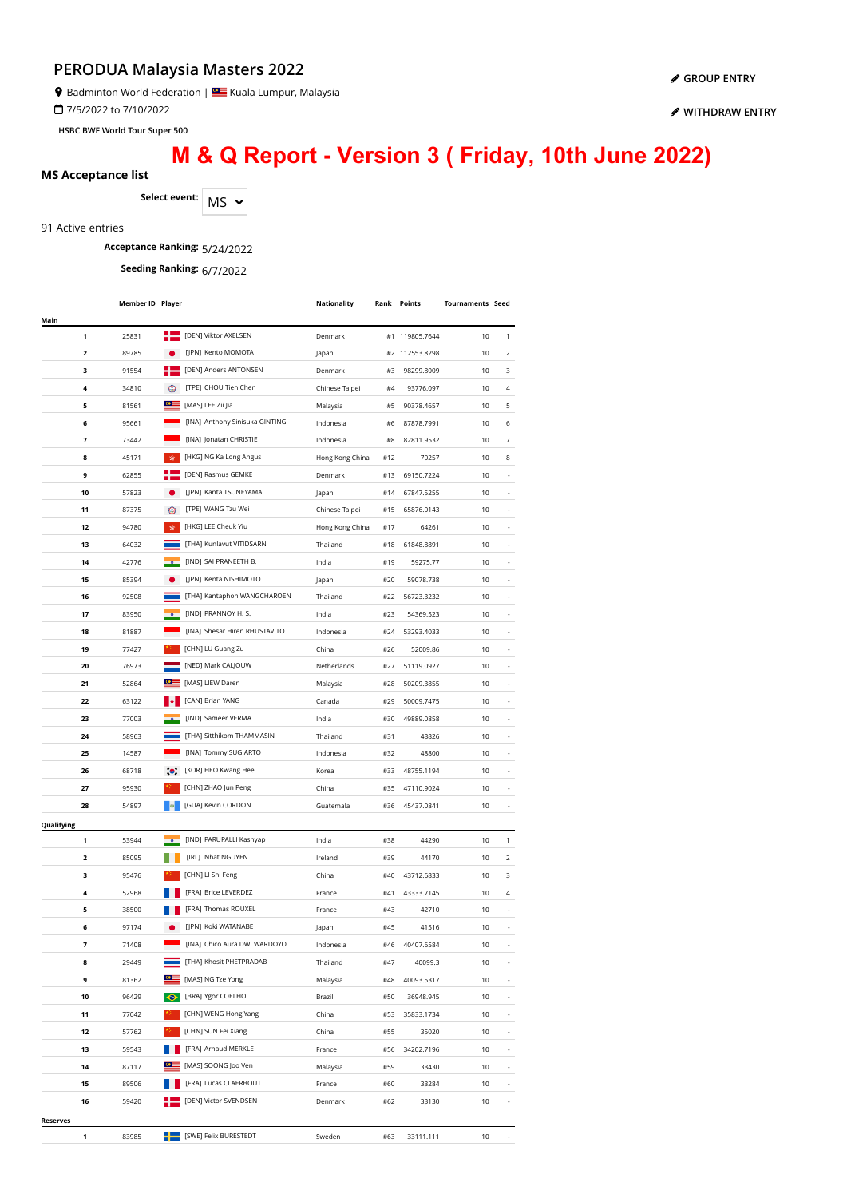# PERODUA Malaysia Masters 2022

Badminton World Federation | Kuala Lumpur, Malaysia

7/5/2022 to 7/10/2022

HSBC BWF World Tour Super 500

GROUP ENTRY

WITHDRAW ENTRY

## M & Q Report - Version 3 ( Friday, 10th June 2022)

### MS Acceptance list

Select event: MS

91 Active entries

**Acceptance Ranking:** 5/24/2022

**Seeding Ranking:** 6/7/2022

| | Member ID | Player | Nationality | Rank | Points | Tournaments | Seed |
|---|---|---|---|---|---|---|---|
| **Main** | | | | | | | |
| 1 | 25831 | [DEN] Viktor AXELSEN | Denmark | #1 | 119805.7644 | 10 | 1 |
| 2 | 89785 | [JPN] Kento MOMOTA | Japan | #2 | 112553.8298 | 10 | 2 |
| 3 | 91554 | [DEN] Anders ANTONSEN | Denmark | #3 | 98299.8009 | 10 | 3 |
| 4 | 34810 | [TPE] CHOU Tien Chen | Chinese Taipei | #4 | 93776.097 | 10 | 4 |
| 5 | 81561 | [MAS] LEE Zii Jia | Malaysia | #5 | 90378.4657 | 10 | 5 |
| 6 | 95661 | [INA] Anthony Sinisuka GINTING | Indonesia | #6 | 87878.7991 | 10 | 6 |
| 7 | 73442 | [INA] Jonatan CHRISTIE | Indonesia | #8 | 82811.9532 | 10 | 7 |
| 8 | 45171 | [HKG] NG Ka Long Angus | Hong Kong China | #12 | 70257 | 10 | 8 |
| 9 | 62855 | [DEN] Rasmus GEMKE | Denmark | #13 | 69150.7224 | 10 | - |
| 10 | 57823 | [JPN] Kanta TSUNEYAMA | Japan | #14 | 67847.5255 | 10 | - |
| 11 | 87375 | [TPE] WANG Tzu Wei | Chinese Taipei | #15 | 65876.0143 | 10 | - |
| 12 | 94780 | [HKG] LEE Cheuk Yiu | Hong Kong China | #17 | 64261 | 10 | - |
| 13 | 64032 | [THA] Kunlavut VITIDSARN | Thailand | #18 | 61848.8891 | 10 | - |
| 14 | 42776 | [IND] SAI PRANEETH B. | India | #19 | 59275.77 | 10 | - |
| 15 | 85394 | [JPN] Kenta NISHIMOTO | Japan | #20 | 59078.738 | 10 | - |
| 16 | 92508 | [THA] Kantaphon WANGCHAROEN | Thailand | #22 | 56723.3232 | 10 | - |
| 17 | 83950 | [IND] PRANNOY H. S. | India | #23 | 54369.523 | 10 | - |
| 18 | 81887 | [INA] Shesar Hiren RHUSTAVITO | Indonesia | #24 | 53293.4033 | 10 | - |
| 19 | 77427 | [CHN] LU Guang Zu | China | #26 | 52009.86 | 10 | - |
| 20 | 76973 | [NED] Mark CALJOUW | Netherlands | #27 | 51119.0927 | 10 | - |
| 21 | 52864 | [MAS] LIEW Daren | Malaysia | #28 | 50209.3855 | 10 | - |
| 22 | 63122 | [CAN] Brian YANG | Canada | #29 | 50009.7475 | 10 | - |
| 23 | 77003 | [IND] Sameer VERMA | India | #30 | 49889.0858 | 10 | - |
| 24 | 58963 | [THA] Sitthikom THAMMASIN | Thailand | #31 | 48826 | 10 | - |
| 25 | 14587 | [INA] Tommy SUGIARTO | Indonesia | #32 | 48800 | 10 | - |
| 26 | 68718 | [KOR] HEO Kwang Hee | Korea | #33 | 48755.1194 | 10 | - |
| 27 | 95930 | [CHN] ZHAO Jun Peng | China | #35 | 47110.9024 | 10 | - |
| 28 | 54897 | [GUA] Kevin CORDON | Guatemala | #36 | 45437.0841 | 10 | - |
| **Qualifying** | | | | | | | |
| 1 | 53944 | [IND] PARUPALLI Kashyap | India | #38 | 44290 | 10 | 1 |
| 2 | 85095 | [IRL] Nhat NGUYEN | Ireland | #39 | 44170 | 10 | 2 |
| 3 | 95476 | [CHN] LI Shi Feng | China | #40 | 43712.6833 | 10 | 3 |
| 4 | 52968 | [FRA] Brice LEVERDEZ | France | #41 | 43333.7145 | 10 | 4 |
| 5 | 38500 | [FRA] Thomas ROUXEL | France | #43 | 42710 | 10 | - |
| 6 | 97174 | [JPN] Koki WATANABE | Japan | #45 | 41516 | 10 | - |
| 7 | 71408 | [INA] Chico Aura DWI WARDOYO | Indonesia | #46 | 40407.6584 | 10 | - |
| 8 | 29449 | [THA] Khosit PHETPRADAB | Thailand | #47 | 40099.3 | 10 | - |
| 9 | 81362 | [MAS] NG Tze Yong | Malaysia | #48 | 40093.5317 | 10 | - |
| 10 | 96429 | [BRA] Ygor COELHO | Brazil | #50 | 36948.945 | 10 | - |
| 11 | 77042 | [CHN] WENG Hong Yang | China | #53 | 35833.1734 | 10 | - |
| 12 | 57762 | [CHN] SUN Fei Xiang | China | #55 | 35020 | 10 | - |
| 13 | 59543 | [FRA] Arnaud MERKLE | France | #56 | 34202.7196 | 10 | - |
| 14 | 87117 | [MAS] SOONG Joo Ven | Malaysia | #59 | 33430 | 10 | - |
| 15 | 89506 | [FRA] Lucas CLAERBOUT | France | #60 | 33284 | 10 | - |
| 16 | 59420 | [DEN] Victor SVENDSEN | Denmark | #62 | 33130 | 10 | - |
| **Reserves** | | | | | | | |
| 1 | 83985 | [SWE] Felix BURESTEDT | Sweden | #63 | 33111.111 | 10 | - |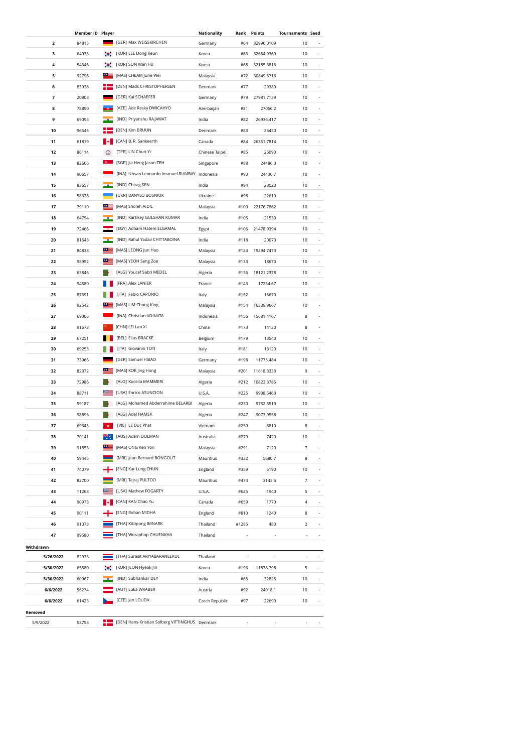| | Member ID | Player | Nationality | Rank | Points | Tournaments | Seed |
|---|---|---|---|---|---|---|---|
| 2 | 84815 | [GER] Max WEISSKIRCHEN | Germany | #64 | 32996.0109 | 10 | - |
| 3 | 64933 | [KOR] LEE Dong Keun | Korea | #66 | 32654.9369 | 10 | - |
| 4 | 54346 | [KOR] SON Wan Ho | Korea | #68 | 32185.3816 | 10 | - |
| 5 | 92796 | [MAS] CHEAM June Wei | Malaysia | #72 | 30849.6716 | 10 | - |
| 6 | 83938 | [DEN] Mads CHRISTOPHERSEN | Denmark | #77 | 29380 | 10 | - |
| 7 | 20808 | [GER] Kai SCHAEFER | Germany | #79 | 27981.7139 | 10 | - |
| 8 | 78890 | [AZE] Ade Resky DWICAHYO | Azerbaijan | #81 | 27056.2 | 10 | - |
| 9 | 69093 | [IND] Priyanshu RAJAWAT | India | #82 | 26936.417 | 10 | - |
| 10 | 96545 | [DEN] Kim BRUUN | Denmark | #83 | 26430 | 10 | - |
| 11 | 61819 | [CAN] B. R. Sankeerth | Canada | #84 | 26351.7814 | 10 | - |
| 12 | 86114 | [TPE] LIN Chun-Yi | Chinese Taipei | #85 | 26090 | 10 | - |
| 13 | 82606 | [SGP] Jia Heng Jason TEH | Singapore | #88 | 24486.3 | 10 | - |
| 14 | 90657 | [INA] Ikhsan Leonardo Imanuel RUMBAY | Indonesia | #90 | 24430.7 | 10 | - |
| 15 | 83657 | [IND] Chirag SEN | India | #94 | 23020 | 10 | - |
| 16 | 58328 | [UKR] DANYLO BOSNIUK | Ukraine | #98 | 22610 | 10 | - |
| 17 | 79110 | [MAS] Sholeh AIDIL | Malaysia | #100 | 22176.7862 | 10 | - |
| 18 | 64794 | [IND] Kartikey GULSHAN KUMAR | India | #105 | 21530 | 10 | - |
| 19 | 72466 | [EGY] Adham Hatem ELGAMAL | Egypt | #106 | 21478.9394 | 10 | - |
| 20 | 81643 | [IND] Rahul Yadav CHITTABOINA | India | #118 | 20070 | 10 | - |
| 21 | 84838 | [MAS] LEONG Jun Hao | Malaysia | #124 | 19294.7473 | 10 | - |
| 22 | 95952 | [MAS] YEOH Seng Zoe | Malaysia | #133 | 18670 | 10 | - |
| 23 | 63846 | [ALG] Youcef Sabri MEDEL | Algeria | #136 | 18121.2378 | 10 | - |
| 24 | 94580 | [FRA] Alex LANIER | France | #143 | 17234.67 | 10 | - |
| 25 | 87691 | [ITA] Fabio CAPONIO | Italy | #152 | 16670 | 10 | - |
| 26 | 92542 | [MAS] LIM Chong King | Malaysia | #154 | 16339.9667 | 10 | - |
| 27 | 69006 | [INA] Christian ADINATA | Indonesia | #156 | 15681.4167 | 8 | - |
| 28 | 91673 | [CHN] LEI Lan Xi | China | #173 | 14130 | 8 | - |
| 29 | 67251 | [BEL] Elias BRACKE | Belgium | #179 | 13540 | 10 | - |
| 30 | 69253 | [ITA] Giovanni TOTI | Italy | #181 | 13120 | 10 | - |
| 31 | 73966 | [GER] Samuel HSIAO | Germany | #198 | 11775.484 | 10 | - |
| 32 | 82372 | [MAS] KOK Jing Hong | Malaysia | #201 | 11618.3333 | 9 | - |
| 33 | 72986 | [ALG] Koceila MAMMERI | Algeria | #212 | 10823.3785 | 10 | - |
| 34 | 88711 | [USA] Enrico ASUNCION | U.S.A. | #225 | 9938.5463 | 10 | - |
| 35 | 99187 | [ALG] Mohamed Abderrahime BELARBI | Algeria | #230 | 9752.3519 | 10 | - |
| 36 | 98896 | [ALG] Adel HAMEK | Algeria | #247 | 9073.9558 | 10 | - |
| 37 | 69345 | [VIE] LE Duc Phat | Vietnam | #250 | 8810 | 8 | - |
| 38 | 70141 | [AUS] Adam DOLMAN | Australia | #279 | 7420 | 10 | - |
| 39 | 91853 | [MAS] ONG Ken Yon | Malaysia | #291 | 7120 | 7 | - |
| 40 | 59445 | [MRI] Jean Bernard BONGOUT | Mauritius | #332 | 5680.7 | 8 | - |
| 41 | 74079 | [ENG] Kar Lung CHUN | England | #359 | 5190 | 10 | - |
| 42 | 82700 | [MRI] Tejraj PULTOO | Mauritius | #474 | 3143.6 | 7 | - |
| 43 | 11268 | [USA] Mathew FOGARTY | U.S.A. | #625 | 1940 | 5 | - |
| 44 | 90973 | [CAN] KAN Chao Yu | Canada | #659 | 1770 | 4 | - |
| 45 | 90111 | [ENG] Rohan MIDHA | England | #810 | 1240 | 8 | - |
| 46 | 91073 | [THA] Kittipong IMNARK | Thailand | #1285 | 480 | 2 | - |
| 47 | 99580 | [THA] Woraphop CHUENKHA | Thailand | - | - | - | - |
| **Withdrawn** | | | | | | | |
| 5/26/2022 | 82936 | [THA] Surasit ARIYABARANEEKUL | Thailand | - | - | - | - |
| 5/30/2022 | 65580 | [KOR] JEON Hyeok Jin | Korea | #196 | 11878.798 | 5 | - |
| 5/30/2022 | 60967 | [IND] Subhankar DEY | India | #65 | 32825 | 10 | - |
| 6/6/2022 | 56274 | [AUT] Luka WRABER | Austria | #92 | 24018.1 | 10 | - |
| 6/6/2022 | 61423 | [CZE] Jan LOUDA | Czech Republic | #97 | 22690 | 10 | - |
| **Removed** | | | | | | | |
| 5/9/2022 | 53753 | [DEN] Hans-Kristian Solberg VITTINGHUS | Denmark | - | - | - | - |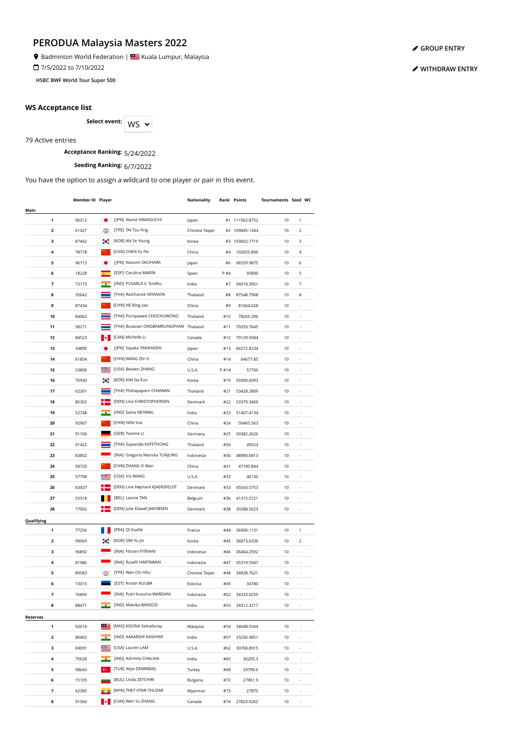# PERODUA Malaysia Masters 2022

Badminton World Federation | Kuala Lumpur, Malaysia

7/5/2022 to 7/10/2022

**HSBC BWF World Tour Super 500**

GROUP ENTRY

WITHDRAW ENTRY

## WS Acceptance list

**Select event:** WS

79 Active entries

**Acceptance Ranking:** 5/24/2022

**Seeding Ranking:** 6/7/2022

You have the option to assign a wildcard to one player or pair in this event.

| | | Member ID | Player | Nationality | Rank | Points | Tournaments | Seed | WC |
|---|---|---|---|---|---|---|---|---|---|
| **Main** | | | | | | | | | |
| | **1** | 96312 | [JPN] Akane YAMAGUCHI | Japan | #1 | 111962.8752 | 10 | 1 | |
| | **2** | 61427 | [TPE] TAI Tzu Ying | Chinese Taipei | #2 | 109845.1344 | 10 | 2 | |
| | **3** | 87442 | [KOR] AN Se Young | Korea | #3 | 103602.7719 | 10 | 3 | |
| | **4** | 78778 | [CHN] CHEN Yu Fei | China | #4 | 102655.896 | 10 | 4 | |
| | **5** | 96713 | [JPN] Nozomi OKUHARA | Japan | #6 | 96559.9875 | 10 | 6 | |
| | **6** | 18228 | [ESP] Carolina MARIN | Spain | P #4 | 95800 | 10 | 5 | |
| | **7** | 73173 | [IND] PUSARLA V. Sindhu | India | #7 | 94018.3951 | 10 | 7 | |
| | **8** | 35642 | [THA] Ratchanok INTANON | Thailand | #8 | 87548.7908 | 10 | 8 | |
| | **9** | 87434 | [CHN] HE Bing Jiao | China | #9 | 81664.028 | 10 | - | |
| | **10** | 84062 | [THA] Pornpawee CHOCHUWONG | Thailand | #10 | 78265.396 | 10 | - | |
| | **11** | 58271 | [THA] Busanan ONGBAMRUNGPHAN | Thailand | #11 | 70293.7645 | 10 | - | |
| | **12** | 84523 | [CAN] Michelle LI | Canada | #12 | 70129.5044 | 10 | - | |
| | **13** | 34890 | [JPN] Sayaka TAKAHASHI | Japan | #13 | 66572.8234 | 10 | - | |
| | **14** | 61854 | [CHN] WANG Zhi Yi | China | #14 | 64677.85 | 10 | - | |
| | **15** | 53806 | [USA] Beiwen ZHANG | U.S.A. | P #14 | 57700 | 10 | - | |
| | **16** | 70930 | [KOR] KIM Ga Eun | Korea | #19 | 55000.6093 | 10 | - | |
| | **17** | 62301 | [THA] Phittayaporn CHAIWAN | Thailand | #21 | 53428.2809 | 10 | - | |
| | **18** | 85302 | [DEN] Line CHRISTOPHERSEN | Denmark | #22 | 53379.3469 | 10 | - | |
| | **19** | 52748 | [IND] Saina NEHWAL | India | #23 | 51407.4134 | 10 | - | |
| | **20** | 92967 | [CHN] HAN Yue | China | #24 | 50405.563 | 10 | - | |
| | **21** | 91106 | [GER] Yvonne LI | Germany | #25 | 50382.2626 | 10 | - | |
| | **22** | 91422 | [THA] Supanida KATETHONG | Thailand | #26 | 49523 | 10 | - | |
| | **23** | 83802 | [INA] Gregoria Mariska TUNJUNG | Indonesia | #30 | 48990.6813 | 10 | - | |
| | **24** | 58720 | [CHN] ZHANG Yi Man | China | #31 | 47185.844 | 10 | - | |
| | **25** | 57798 | [USA] Iris WANG | U.S.A. | #32 | 46130 | 10 | - | |
| | **26** | 63437 | [DEN] Line Højmark KJAERSFELDT | Denmark | #33 | 45543.5753 | 10 | - | |
| | **27** | 55318 | [BEL] Lianne TAN | Belgium | #36 | 41315.5721 | 10 | - | |
| | **28** | 77002 | [DEN] Julie Dawall JAKOBSEN | Denmark | #38 | 39288.5623 | 10 | - | |
| **Qualifying** | | | | | | | | | |
| | **1** | 77256 | [FRA] QI Xuefei | France | #44 | 36900.1131 | 10 | 1 | |
| | **2** | 99069 | [KOR] SIM Yu Jin | Korea | #45 | 36873.6336 | 10 | 2 | |
| | **3** | 96892 | [INA] Fitriani FITRIANI | Indonesia | #46 | 36464.2592 | 10 | - | |
| | **4** | 81986 | [INA] Ruselli HARTAWAN | Indonesia | #47 | 35319.5947 | 10 | - | |
| | **5** | 89583 | [TPE] Wen Chi HSU | Chinese Taipei | #48 | 34838.7621 | 10 | - | |
| | **6** | 73015 | [EST] Kristin KUUBA | Estonia | #49 | 34780 | 10 | - | |
| | **7** | 76890 | [INA] Putri Kusuma WARDANI | Indonesia | #52 | 34333.0259 | 10 | - | |
| | **8** | 88471 | [IND] Malvika BANSOD | India | #53 | 34312.3217 | 10 | - | |
| **Reserves** | | | | | | | | | |
| | **1** | 92014 | [MAS] KISONA Selvaduray | Malaysia | #54 | 34048.5564 | 10 | - | |
| | **2** | 80402 | [IND] AAKARSHI KASHYAP | India | #57 | 33230.9851 | 10 | - | |
| | **3** | 69091 | [USA] Lauren LAM | U.S.A. | #62 | 30708.8915 | 10 | - | |
| | **4** | 75628 | [IND] Ashmita CHALIHA | India | #65 | 30205.3 | 10 | - | |
| | **5** | 98643 | [TUR] Aliye DEMIRBAG | Turkey | #68 | 29799.6 | 10 | - | |
| | **6** | 15105 | [BUL] Linda ZETCHIRI | Bulgaria | #72 | 27961.9 | 10 | - | |
| | **7** | 62385 | [MYA] THET HTAR THUZAR | Myanmar | #73 | 27870 | 10 | - | |
| | **8** | 91560 | [CAN] Wen Yu ZHANG | Canada | #74 | 27823.0262 | 10 | - | |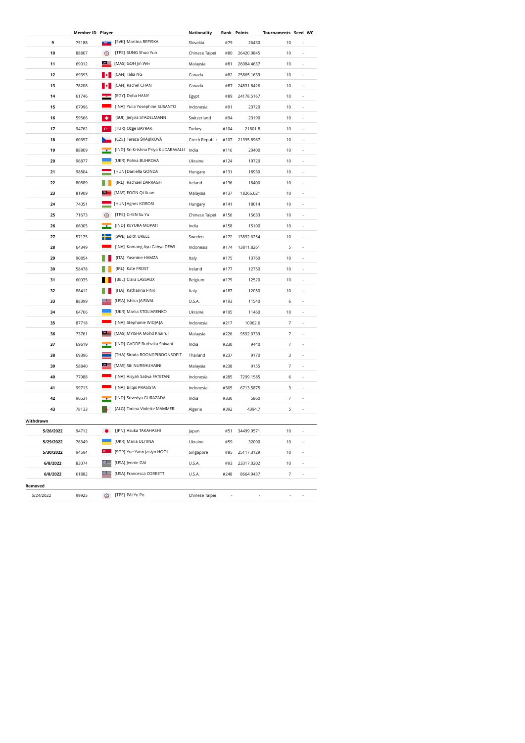|  | Member ID | Player | Nationality | Rank | Points | Tournaments | Seed | WC |
|---|---|---|---|---|---|---|---|---|
| 9 | 75188 | [SVK] Martina REPISKA | Slovakia | #79 | 26430 | 10 | - | |
| 10 | 88807 | [TPE] SUNG Shuo Yun | Chinese Taipei | #80 | 26420.9845 | 10 | - | |
| 11 | 69012 | [MAS] GOH Jin Wei | Malaysia | #81 | 26084.4637 | 10 | - | |
| 12 | 69393 | [CAN] Talia NG | Canada | #82 | 25865.1639 | 10 | - | |
| 13 | 78208 | [CAN] Rachel CHAN | Canada | #87 | 24831.8426 | 10 | - | |
| 14 | 61746 | [EGY] Doha HANY | Egypt | #89 | 24178.5167 | 10 | - | |
| 15 | 67996 | [INA] Yulia Yosephine SUSANTO | Indonesia | #91 | 23720 | 10 | - | |
| 16 | 59566 | [SUI] Jenjira STADELMANN | Switzerland | #94 | 23190 | 10 | - | |
| 17 | 94762 | [TUR] Ozge BAYRAK | Turkey | #104 | 21801.8 | 10 | - | |
| 18 | 60397 | [CZE] Tereza ŠVÁBÍKOVÁ | Czech Republic | #107 | 21395.8967 | 10 | - | |
| 19 | 88809 | [IND] Sri Krishna Priya KUDARAVALLI | India | #116 | 20400 | 10 | - | |
| 20 | 96877 | [UKR] Polina BUHROVA | Ukraine | #124 | 19720 | 10 | - | |
| 21 | 98804 | [HUN] Daniella GONDA | Hungary | #131 | 18930 | 10 | - | |
| 22 | 80889 | [IRL] Rachael DARRAGH | Ireland | #136 | 18400 | 10 | - | |
| 23 | 81909 | [MAS] EOON Qi Xuan | Malaysia | #137 | 18266.621 | 10 | - | |
| 24 | 74051 | [HUN] Agnes KOROSI | Hungary | #141 | 18014 | 10 | - | |
| 25 | 71673 | [TPE] CHEN Su Yu | Chinese Taipei | #156 | 15633 | 10 | - | |
| 26 | 66005 | [IND] KEYURA MOPATI | India | #158 | 15100 | 10 | - | |
| 27 | 57175 | [SWE] Edith URELL | Sweden | #172 | 13892.6254 | 10 | - | |
| 28 | 64349 | [INA] Komang Ayu Cahya DEWI | Indonesia | #174 | 13811.8261 | 5 | - | |
| 29 | 90854 | [ITA] Yasmine HAMZA | Italy | #175 | 13760 | 10 | - | |
| 30 | 58478 | [IRL] Kate FROST | Ireland | #177 | 12750 | 10 | - | |
| 31 | 60035 | [BEL] Clara LASSAUX | Belgium | #179 | 12520 | 10 | - | |
| 32 | 88412 | [ITA] Katharina FINK | Italy | #187 | 12050 | 10 | - | |
| 33 | 88399 | [USA] Ishika JAISWAL | U.S.A. | #193 | 11540 | 6 | - | |
| 34 | 64766 | [UKR] Mariia STOLIARENKO | Ukraine | #195 | 11460 | 10 | - | |
| 35 | 87718 | [INA] Stephanie WIDJAJA | Indonesia | #217 | 10062.6 | 7 | - | |
| 36 | 73761 | [MAS] MYISHA Mohd Khairul | Malaysia | #226 | 9592.0739 | 7 | - | |
| 37 | 69619 | [IND] GADDE Ruthvika Shivani | India | #230 | 9440 | 7 | - | |
| 38 | 69396 | [THA] Sirada ROONGPIBOONSOPIT | Thailand | #237 | 9170 | 3 | - | |
| 39 | 58840 | [MAS] Siti NURSHUHAINI | Malaysia | #238 | 9155 | 7 | - | |
| 40 | 77988 | [INA] Aisyah Sativa FATETANI | Indonesia | #285 | 7299.1585 | 6 | - | |
| 41 | 99713 | [INA] Bilqis PRASISTA | Indonesia | #305 | 6713.5875 | 3 | - | |
| 42 | 96531 | [IND] Srivedya GURAZADA | India | #330 | 5860 | 7 | - | |
| 43 | 78133 | [ALG] Tanina Violette MAMMERI | Algeria | #392 | 4394.7 | 5 | - | |
| **Withdrawn** | | | | | | | | |
| 5/26/2022 | 94712 | [JPN] Asuka TAKAHASHI | Japan | #51 | 34499.9571 | 10 | - | |
| 5/29/2022 | 76349 | [UKR] Maria ULITINA | Ukraine | #59 | 32090 | 10 | - | |
| 5/30/2022 | 94594 | [SGP] Yue Yann Jaslyn HOOI | Singapore | #85 | 25117.3129 | 10 | - | |
| 6/8/2022 | 83074 | [USA] Jennie GAI | U.S.A. | #93 | 23317.0202 | 10 | - | |
| 6/8/2022 | 61882 | [USA] Francesca CORBETT | U.S.A. | #248 | 8664.9437 | 7 | - | |
| **Removed** | | | | | | | | |
| 5/24/2022 | 99925 | [TPE] PAI Yu Po | Chinese Taipei | - | - | - | - | |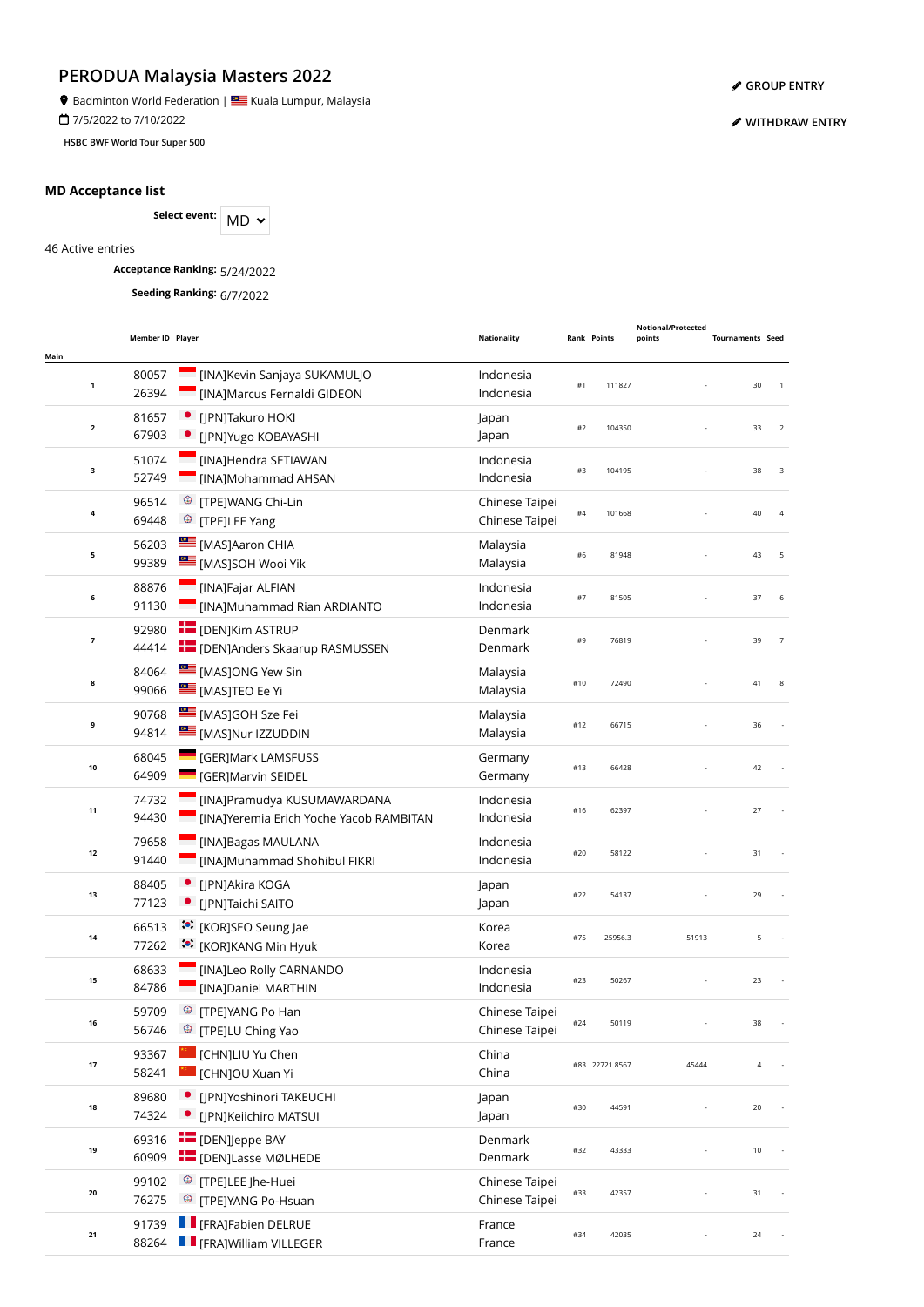# PERODUA Malaysia Masters 2022

Badminton World Federation | Kuala Lumpur, Malaysia

7/5/2022 to 7/10/2022

HSBC BWF World Tour Super 500

GROUP ENTRY

WITHDRAW ENTRY

## MD Acceptance list

**Select event:** MD

46 Active entries

**Acceptance Ranking:** 5/24/2022

**Seeding Ranking:** 6/7/2022

| Main | Member ID | Player | Nationality | Rank | Points | Notional/Protected points | Tournaments | Seed |
|---|---|---|---|---|---|---|---|---|
| 1 | 80057<br>26394 | [INA]Kevin Sanjaya SUKAMULJO<br>[INA]Marcus Fernaldi GIDEON | Indonesia<br>Indonesia | #1 | 111827 | - | 30 | 1 |
| 2 | 81657<br>67903 | [JPN]Takuro HOKI<br>[JPN]Yugo KOBAYASHI | Japan<br>Japan | #2 | 104350 | - | 33 | 2 |
| 3 | 51074<br>52749 | [INA]Hendra SETIAWAN<br>[INA]Mohammad AHSAN | Indonesia<br>Indonesia | #3 | 104195 | - | 38 | 3 |
| 4 | 96514<br>69448 | [TPE]WANG Chi-Lin<br>[TPE]LEE Yang | Chinese Taipei<br>Chinese Taipei | #4 | 101668 | - | 40 | 4 |
| 5 | 56203<br>99389 | [MAS]Aaron CHIA<br>[MAS]SOH Wooi Yik | Malaysia<br>Malaysia | #6 | 81948 | - | 43 | 5 |
| 6 | 88876<br>91130 | [INA]Fajar ALFIAN<br>[INA]Muhammad Rian ARDIANTO | Indonesia<br>Indonesia | #7 | 81505 | - | 37 | 6 |
| 7 | 92980<br>44414 | [DEN]Kim ASTRUP<br>[DEN]Anders Skaarup RASMUSSEN | Denmark<br>Denmark | #9 | 76819 | - | 39 | 7 |
| 8 | 84064<br>99066 | [MAS]ONG Yew Sin<br>[MAS]TEO Ee Yi | Malaysia<br>Malaysia | #10 | 72490 | - | 41 | 8 |
| 9 | 90768<br>94814 | [MAS]GOH Sze Fei<br>[MAS]Nur IZZUDDIN | Malaysia<br>Malaysia | #12 | 66715 | - | 36 | - |
| 10 | 68045<br>64909 | [GER]Mark LAMSFUSS<br>[GER]Marvin SEIDEL | Germany<br>Germany | #13 | 66428 | - | 42 | - |
| 11 | 74732<br>94430 | [INA]Pramudya KUSUMAWARDANA<br>[INA]Yeremia Erich Yoche Yacob RAMBITAN | Indonesia<br>Indonesia | #16 | 62397 | - | 27 | - |
| 12 | 79658<br>91440 | [INA]Bagas MAULANA<br>[INA]Muhammad Shohibul FIKRI | Indonesia<br>Indonesia | #20 | 58122 | - | 31 | - |
| 13 | 88405<br>77123 | [JPN]Akira KOGA<br>[JPN]Taichi SAITO | Japan<br>Japan | #22 | 54137 | - | 29 | - |
| 14 | 66513<br>77262 | [KOR]SEO Seung Jae<br>[KOR]KANG Min Hyuk | Korea<br>Korea | #75 | 25956.3 | 51913 | 5 | - |
| 15 | 68633<br>84786 | [INA]Leo Rolly CARNANDO<br>[INA]Daniel MARTHIN | Indonesia<br>Indonesia | #23 | 50267 | - | 23 | - |
| 16 | 59709<br>56746 | [TPE]YANG Po Han<br>[TPE]LU Ching Yao | Chinese Taipei<br>Chinese Taipei | #24 | 50119 | - | 38 | - |
| 17 | 93367<br>58241 | [CHN]LIU Yu Chen<br>[CHN]OU Xuan Yi | China<br>China | #83 | 22721.8567 | 45444 | 4 | - |
| 18 | 89680<br>74324 | [JPN]Yoshinori TAKEUCHI<br>[JPN]Keiichiro MATSUI | Japan<br>Japan | #30 | 44591 | - | 20 | - |
| 19 | 69316<br>60909 | [DEN]Jeppe BAY<br>[DEN]Lasse MØLHEDE | Denmark<br>Denmark | #32 | 43333 | - | 10 | - |
| 20 | 99102<br>76275 | [TPE]LEE Jhe-Huei<br>[TPE]YANG Po-Hsuan | Chinese Taipei<br>Chinese Taipei | #33 | 42357 | - | 31 | - |
| 21 | 91739<br>88264 | [FRA]Fabien DELRUE<br>[FRA]William VILLEGER | France<br>France | #34 | 42035 | - | 24 | - |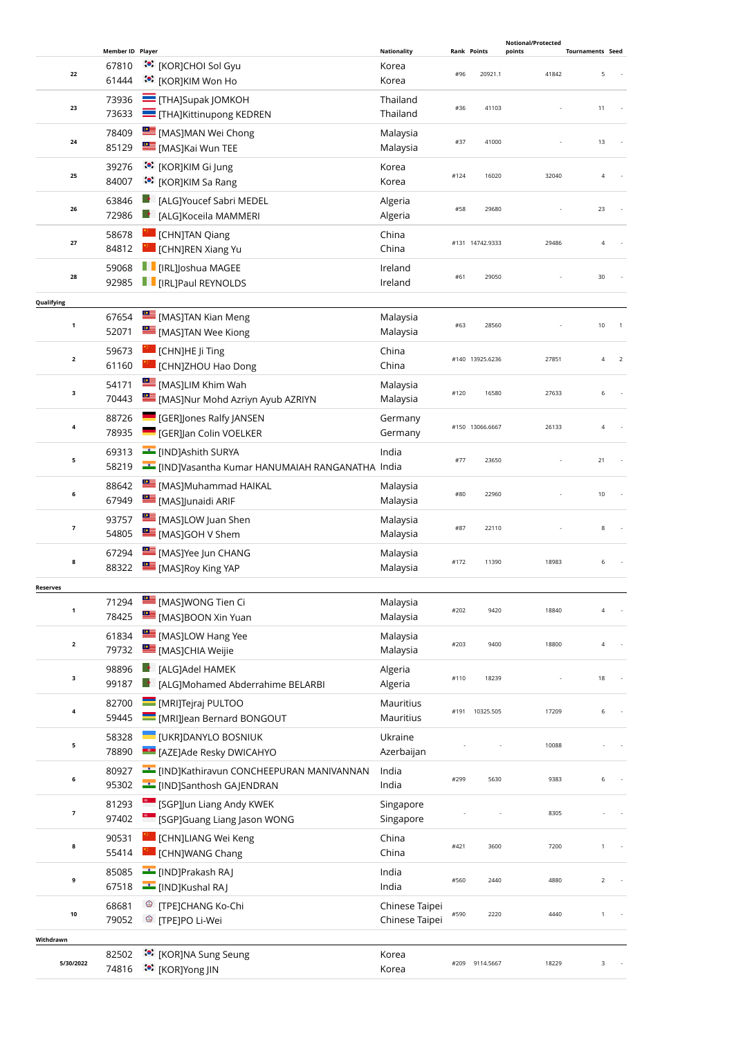| | Member ID | Player | Nationality | Rank | Points | Notional/Protected points | Tournaments | Seed |
|---|---|---|---|---|---|---|---|---|
| 22 | 67810<br>61444 | [KOR]CHOI Sol Gyu<br>[KOR]KIM Won Ho | Korea<br>Korea | #96 | 20921.1 | 41842 | 5 | - |
| 23 | 73936<br>73633 | [THA]Supak JOMKOH<br>[THA]Kittinupong KEDREN | Thailand<br>Thailand | #36 | 41103 | - | 11 | - |
| 24 | 78409<br>85129 | [MAS]MAN Wei Chong<br>[MAS]Kai Wun TEE | Malaysia<br>Malaysia | #37 | 41000 | - | 13 | - |
| 25 | 39276<br>84007 | [KOR]KIM Gi Jung<br>[KOR]KIM Sa Rang | Korea<br>Korea | #124 | 16020 | 32040 | 4 | - |
| 26 | 63846<br>72986 | [ALG]Youcef Sabri MEDEL<br>[ALG]Koceila MAMMERI | Algeria<br>Algeria | #58 | 29680 | - | 23 | - |
| 27 | 58678<br>84812 | [CHN]TAN Qiang<br>[CHN]REN Xiang Yu | China<br>China | #131 | 14742.9333 | 29486 | 4 | - |
| 28 | 59068<br>92985 | [IRL]Joshua MAGEE<br>[IRL]Paul REYNOLDS | Ireland<br>Ireland | #61 | 29050 | - | 30 | - |
| **Qualifying** | | | | | | | | |
| 1 | 67654<br>52071 | [MAS]TAN Kian Meng<br>[MAS]TAN Wee Kiong | Malaysia<br>Malaysia | #63 | 28560 | - | 10 | 1 |
| 2 | 59673<br>61160 | [CHN]HE Ji Ting<br>[CHN]ZHOU Hao Dong | China<br>China | #140 | 13925.6236 | 27851 | 4 | 2 |
| 3 | 54171<br>70443 | [MAS]LIM Khim Wah<br>[MAS]Nur Mohd Azriyn Ayub AZRIYN | Malaysia<br>Malaysia | #120 | 16580 | 27633 | 6 | - |
| 4 | 88726<br>78935 | [GER]Jones Ralfy JANSEN<br>[GER]Jan Colin VOELKER | Germany<br>Germany | #150 | 13066.6667 | 26133 | 4 | - |
| 5 | 69313<br>58219 | [IND]Ashith SURYA<br>[IND]Vasantha Kumar HANUMAIAH RANGANATHA | India<br>India | #77 | 23650 | - | 21 | - |
| 6 | 88642<br>67949 | [MAS]Muhammad HAIKAL<br>[MAS]Junaidi ARIF | Malaysia<br>Malaysia | #80 | 22960 | - | 10 | - |
| 7 | 93757<br>54805 | [MAS]LOW Juan Shen<br>[MAS]GOH V Shem | Malaysia<br>Malaysia | #87 | 22110 | - | 8 | - |
| 8 | 67294<br>88322 | [MAS]Yee Jun CHANG<br>[MAS]Roy King YAP | Malaysia<br>Malaysia | #172 | 11390 | 18983 | 6 | - |
| **Reserves** | | | | | | | | |
| 1 | 71294<br>78425 | [MAS]WONG Tien Ci<br>[MAS]BOON Xin Yuan | Malaysia<br>Malaysia | #202 | 9420 | 18840 | 4 | - |
| 2 | 61834<br>79732 | [MAS]LOW Hang Yee<br>[MAS]CHIA Weijie | Malaysia<br>Malaysia | #203 | 9400 | 18800 | 4 | - |
| 3 | 98896<br>99187 | [ALG]Adel HAMEK<br>[ALG]Mohamed Abderrahime BELARBI | Algeria<br>Algeria | #110 | 18239 | - | 18 | - |
| 4 | 82700<br>59445 | [MRI]Tejraj PULTOO<br>[MRI]Jean Bernard BONGOUT | Mauritius<br>Mauritius | #191 | 10325.505 | 17209 | 6 | - |
| 5 | 58328<br>78890 | [UKR]DANYLO BOSNIUK<br>[AZE]Ade Resky DWICAHYO | Ukraine<br>Azerbaijan | - | - | 10088 | - | - |
| 6 | 80927<br>95302 | [IND]Kathiravun CONCHEEPURAN MANIVANNAN<br>[IND]Santhosh GAJENDRAN | India<br>India | #299 | 5630 | 9383 | 6 | - |
| 7 | 81293<br>97402 | [SGP]Jun Liang Andy KWEK<br>[SGP]Guang Liang Jason WONG | Singapore<br>Singapore | - | - | 8305 | - | - |
| 8 | 90531<br>55414 | [CHN]LIANG Wei Keng<br>[CHN]WANG Chang | China<br>China | #421 | 3600 | 7200 | 1 | - |
| 9 | 85085<br>67518 | [IND]Prakash RAJ<br>[IND]Kushal RAJ | India<br>India | #560 | 2440 | 4880 | 2 | - |
| 10 | 68681<br>79052 | [TPE]CHANG Ko-Chi<br>[TPE]PO Li-Wei | Chinese Taipei<br>Chinese Taipei | #590 | 2220 | 4440 | 1 | - |
| **Withdrawn** | | | | | | | | |
| 5/30/2022 | 82502<br>74816 | [KOR]NA Sung Seung<br>[KOR]Yong JIN | Korea<br>Korea | #209 | 9114.5667 | 18229 | 3 | - |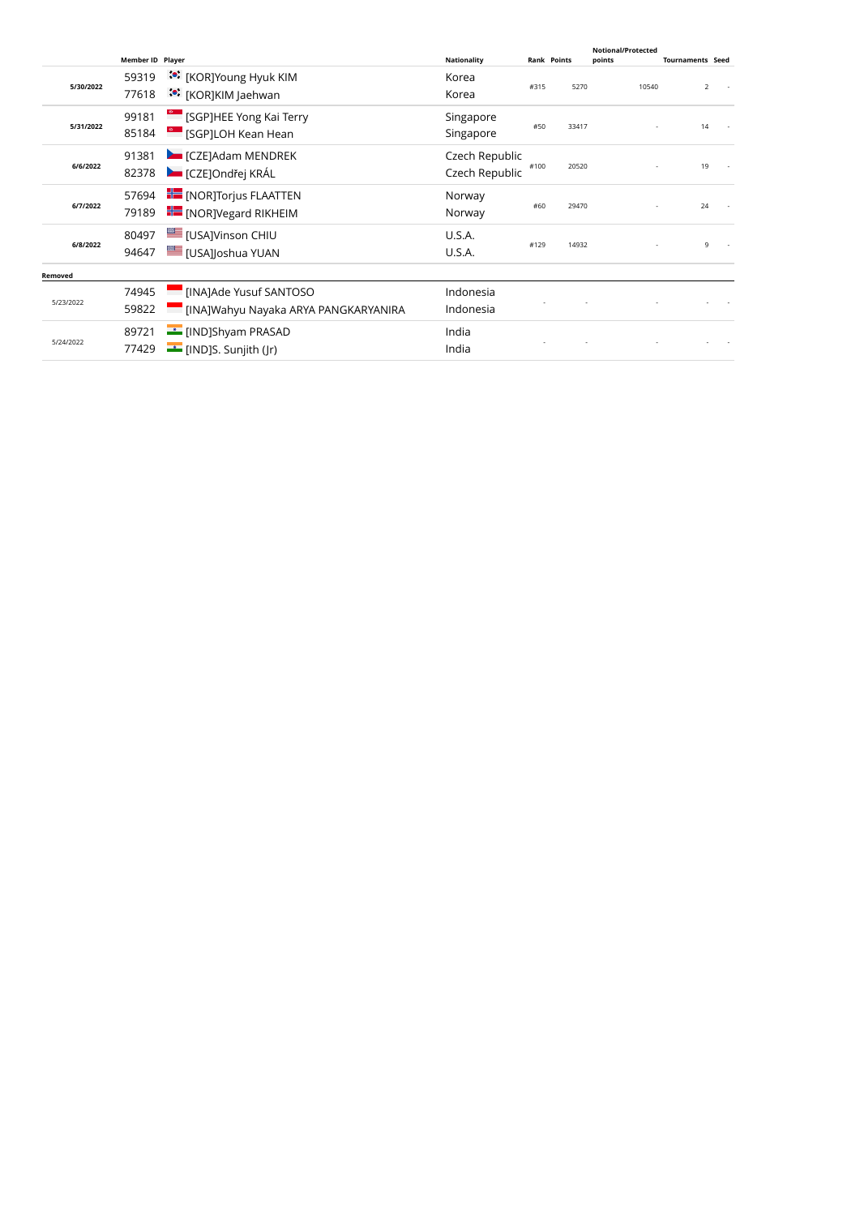| | Member ID | Player | Nationality | Rank | Points | Notional/Protected points | Tournaments | Seed |
|---|---|---|---|---|---|---|---|---|
| **5/30/2022** | 59319<br>77618 | [KOR]Young Hyuk KIM<br>[KOR]KIM Jaehwan | Korea<br>Korea | #315 | 5270 | 10540 | 2 | - |
| **5/31/2022** | 99181<br>85184 | [SGP]HEE Yong Kai Terry<br>[SGP]LOH Kean Hean | Singapore<br>Singapore | #50 | 33417 | - | 14 | - |
| **6/6/2022** | 91381<br>82378 | [CZE]Adam MENDREK<br>[CZE]Ondřej KRÁL | Czech Republic<br>Czech Republic | #100 | 20520 | - | 19 | - |
| **6/7/2022** | 57694<br>79189 | [NOR]Torjus FLAATTEN<br>[NOR]Vegard RIKHEIM | Norway<br>Norway | #60 | 29470 | - | 24 | - |
| **6/8/2022** | 80497<br>94647 | [USA]Vinson CHIU<br>[USA]Joshua YUAN | U.S.A.<br>U.S.A. | #129 | 14932 | - | 9 | - |
| **Removed** | | | | | | | | |
| 5/23/2022 | 74945<br>59822 | [INA]Ade Yusuf SANTOSO<br>[INA]Wahyu Nayaka ARYA PANGKARYANIRA | Indonesia<br>Indonesia | - | - | - | - | - |
| 5/24/2022 | 89721<br>77429 | [IND]Shyam PRASAD<br>[IND]S. Sunjith (Jr) | India<br>India | - | - | - | - | - |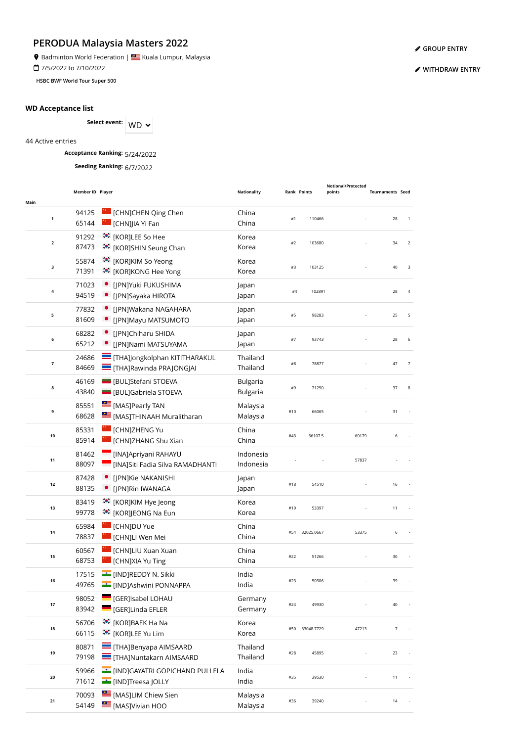# PERODUA Malaysia Masters 2022

Badminton World Federation | Kuala Lumpur, Malaysia

7/5/2022 to 7/10/2022

HSBC BWF World Tour Super 500

GROUP ENTRY

WITHDRAW ENTRY

## WD Acceptance list

**Select event:** WD

44 Active entries

**Acceptance Ranking:** 5/24/2022

**Seeding Ranking:** 6/7/2022

| Main | Member ID | Player | Nationality | Rank | Points | Notional/Protected points | Tournaments | Seed |
|---|---|---|---|---|---|---|---|---|
| 1 | 94125<br>65144 | [CHN]CHEN Qing Chen<br>[CHN]JIA Yi Fan | China<br>China | #1 | 110466 | - | 28 | 1 |
| 2 | 91292<br>87473 | [KOR]LEE So Hee<br>[KOR]SHIN Seung Chan | Korea<br>Korea | #2 | 103680 | - | 34 | 2 |
| 3 | 55874<br>71391 | [KOR]KIM So Yeong<br>[KOR]KONG Hee Yong | Korea<br>Korea | #3 | 103125 | - | 40 | 3 |
| 4 | 71023<br>94519 | [JPN]Yuki FUKUSHIMA<br>[JPN]Sayaka HIROTA | Japan<br>Japan | #4 | 102891 | | 28 | 4 |
| 5 | 77832<br>81609 | [JPN]Wakana NAGAHARA<br>[JPN]Mayu MATSUMOTO | Japan<br>Japan | #5 | 98283 | - | 25 | 5 |
| 6 | 68282<br>65212 | [JPN]Chiharu SHIDA<br>[JPN]Nami MATSUYAMA | Japan<br>Japan | #7 | 93743 | - | 28 | 6 |
| 7 | 24686<br>84669 | [THA]Jongkolphan KITITHARAKUL<br>[THA]Rawinda PRAJONGJAI | Thailand<br>Thailand | #8 | 78877 | - | 47 | 7 |
| 8 | 46169<br>43840 | [BUL]Stefani STOEVA<br>[BUL]Gabriela STOEVA | Bulgaria<br>Bulgaria | #9 | 71250 | - | 37 | 8 |
| 9 | 85551<br>68628 | [MAS]Pearly TAN<br>[MAS]THINAAH Muralitharan | Malaysia<br>Malaysia | #10 | 66065 | - | 31 | - |
| 10 | 85331<br>85914 | [CHN]ZHENG Yu<br>[CHN]ZHANG Shu Xian | China<br>China | #43 | 36107.5 | 60179 | 6 | - |
| 11 | 81462<br>88097 | [INA]Apriyani RAHAYU<br>[INA]Siti Fadia Silva RAMADHANTI | Indonesia<br>Indonesia | - | - | 57837 | - | - |
| 12 | 87428<br>88135 | [JPN]Kie NAKANISHI<br>[JPN]Rin IWANAGA | Japan<br>Japan | #18 | 54510 | - | 16 | - |
| 13 | 83419<br>99778 | [KOR]KIM Hye Jeong<br>[KOR]JEONG Na Eun | Korea<br>Korea | #19 | 53397 | - | 11 | - |
| 14 | 65984<br>78837 | [CHN]DU Yue<br>[CHN]LI Wen Mei | China<br>China | #54 | 32025.0667 | 53375 | 6 | - |
| 15 | 60567<br>68753 | [CHN]LIU Xuan Xuan<br>[CHN]XIA Yu Ting | China<br>China | #22 | 51266 | - | 30 | - |
| 16 | 17515<br>49765 | [IND]REDDY N. Sikki<br>[IND]Ashwini PONNAPPA | India<br>India | #23 | 50306 | - | 39 | - |
| 17 | 98052<br>83942 | [GER]Isabel LOHAU<br>[GER]Linda EFLER | Germany<br>Germany | #24 | 49930 | - | 40 | - |
| 18 | 56706<br>66115 | [KOR]BAEK Ha Na<br>[KOR]LEE Yu Lim | Korea<br>Korea | #50 | 33048.7729 | 47213 | 7 | - |
| 19 | 80871<br>79198 | [THA]Benyapa AIMSAARD<br>[THA]Nuntakarn AIMSAARD | Thailand<br>Thailand | #28 | 45895 | - | 23 | - |
| 20 | 59966<br>71612 | [IND]GAYATRI GOPICHAND PULLELA<br>[IND]Treesa JOLLY | India<br>India | #35 | 39530 | - | 11 | - |
| 21 | 70093<br>54149 | [MAS]LIM Chiew Sien<br>[MAS]Vivian HOO | Malaysia<br>Malaysia | #36 | 39240 | - | 14 | - |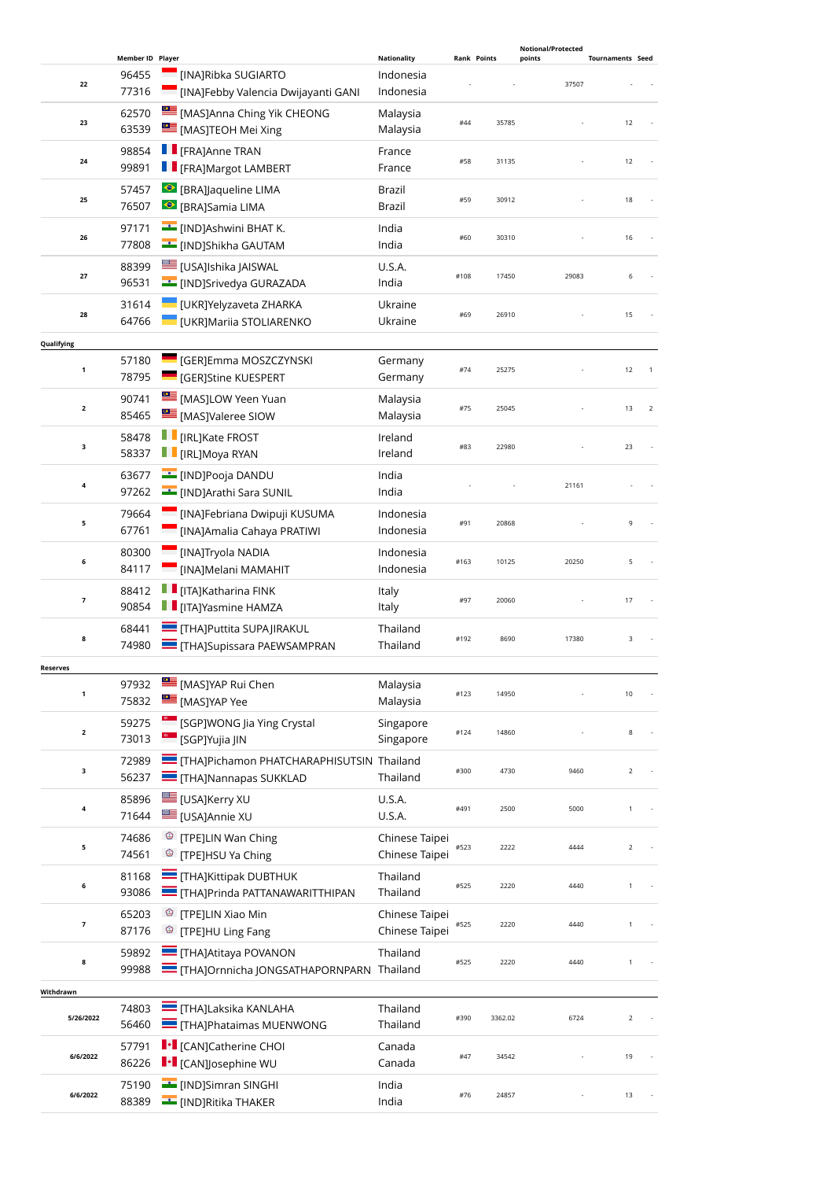| | Member ID | Player | Nationality | Rank | Points | Notional/Protected points | Tournaments | Seed |
|---|---|---|---|---|---|---|---|---|
| 22 | 96455<br>77316 | [INA]Ribka SUGIARTO<br>[INA]Febby Valencia Dwijayanti GANI | Indonesia<br>Indonesia | - | - | 37507 | - | - |
| 23 | 62570<br>63539 | [MAS]Anna Ching Yik CHEONG<br>[MAS]TEOH Mei Xing | Malaysia<br>Malaysia | #44 | 35785 | - | 12 | - |
| 24 | 98854<br>99891 | [FRA]Anne TRAN<br>[FRA]Margot LAMBERT | France<br>France | #58 | 31135 | - | 12 | - |
| 25 | 57457<br>76507 | [BRA]Jaqueline LIMA<br>[BRA]Samia LIMA | Brazil<br>Brazil | #59 | 30912 | - | 18 | - |
| 26 | 97171<br>77808 | [IND]Ashwini BHAT K.<br>[IND]Shikha GAUTAM | India<br>India | #60 | 30310 | - | 16 | - |
| 27 | 88399<br>96531 | [USA]Ishika JAISWAL<br>[IND]Srivedya GURAZADA | U.S.A.<br>India | #108 | 17450 | 29083 | 6 | - |
| 28 | 31614<br>64766 | [UKR]Yelyzaveta ZHARKA<br>[UKR]Mariia STOLIARENKO | Ukraine<br>Ukraine | #69 | 26910 | - | 15 | - |
| **Qualifying** | | | | | | | | |
| 1 | 57180<br>78795 | [GER]Emma MOSZCZYNSKI<br>[GER]Stine KUESPERT | Germany<br>Germany | #74 | 25275 | - | 12 | 1 |
| 2 | 90741<br>85465 | [MAS]LOW Yeen Yuan<br>[MAS]Valeree SIOW | Malaysia<br>Malaysia | #75 | 25045 | - | 13 | 2 |
| 3 | 58478<br>58337 | [IRL]Kate FROST<br>[IRL]Moya RYAN | Ireland<br>Ireland | #83 | 22980 | - | 23 | - |
| 4 | 63677<br>97262 | [IND]Pooja DANDU<br>[IND]Arathi Sara SUNIL | India<br>India | - | - | 21161 | - | - |
| 5 | 79664<br>67761 | [INA]Febriana Dwipuji KUSUMA<br>[INA]Amalia Cahaya PRATIWI | Indonesia<br>Indonesia | #91 | 20868 | - | 9 | - |
| 6 | 80300<br>84117 | [INA]Tryola NADIA<br>[INA]Melani MAMAHIT | Indonesia<br>Indonesia | #163 | 10125 | 20250 | 5 | - |
| 7 | 88412<br>90854 | [ITA]Katharina FINK<br>[ITA]Yasmine HAMZA | Italy<br>Italy | #97 | 20060 | - | 17 | - |
| 8 | 68441<br>74980 | [THA]Puttita SUPAJIRAKUL<br>[THA]Supissara PAEWSAMPRAN | Thailand<br>Thailand | #192 | 8690 | 17380 | 3 | - |
| **Reserves** | | | | | | | | |
| 1 | 97932<br>75832 | [MAS]YAP Rui Chen<br>[MAS]YAP Yee | Malaysia<br>Malaysia | #123 | 14950 | - | 10 | - |
| 2 | 59275<br>73013 | [SGP]WONG Jia Ying Crystal<br>[SGP]Yujia JIN | Singapore<br>Singapore | #124 | 14860 | - | 8 | - |
| 3 | 72989<br>56237 | [THA]Pichamon PHATCHARAPHISUTSIN<br>[THA]Nannapas SUKKLAD | Thailand<br>Thailand | #300 | 4730 | 9460 | 2 | - |
| 4 | 85896<br>71644 | [USA]Kerry XU<br>[USA]Annie XU | U.S.A.<br>U.S.A. | #491 | 2500 | 5000 | 1 | - |
| 5 | 74686<br>74561 | [TPE]LIN Wan Ching<br>[TPE]HSU Ya Ching | Chinese Taipei<br>Chinese Taipei | #523 | 2222 | 4444 | 2 | - |
| 6 | 81168<br>93086 | [THA]Kittipak DUBTHUK<br>[THA]Prinda PATTANAWARITTHIPAN | Thailand<br>Thailand | #525 | 2220 | 4440 | 1 | - |
| 7 | 65203<br>87176 | [TPE]LIN Xiao Min<br>[TPE]HU Ling Fang | Chinese Taipei<br>Chinese Taipei | #525 | 2220 | 4440 | 1 | - |
| 8 | 59892<br>99988 | [THA]Atitaya POVANON<br>[THA]Ornnicha JONGSATHAPORNPARN | Thailand<br>Thailand | #525 | 2220 | 4440 | 1 | - |
| **Withdrawn** | | | | | | | | |
| 5/26/2022 | 74803<br>56460 | [THA]Laksika KANLAHA<br>[THA]Phataimas MUENWONG | Thailand<br>Thailand | #390 | 3362.02 | 6724 | 2 | - |
| 6/6/2022 | 57791<br>86226 | [CAN]Catherine CHOI<br>[CAN]Josephine WU | Canada<br>Canada | #47 | 34542 | - | 19 | - |
| 6/6/2022 | 75190<br>88389 | [IND]Simran SINGHI<br>[IND]Ritika THAKER | India<br>India | #76 | 24857 | - | 13 | - |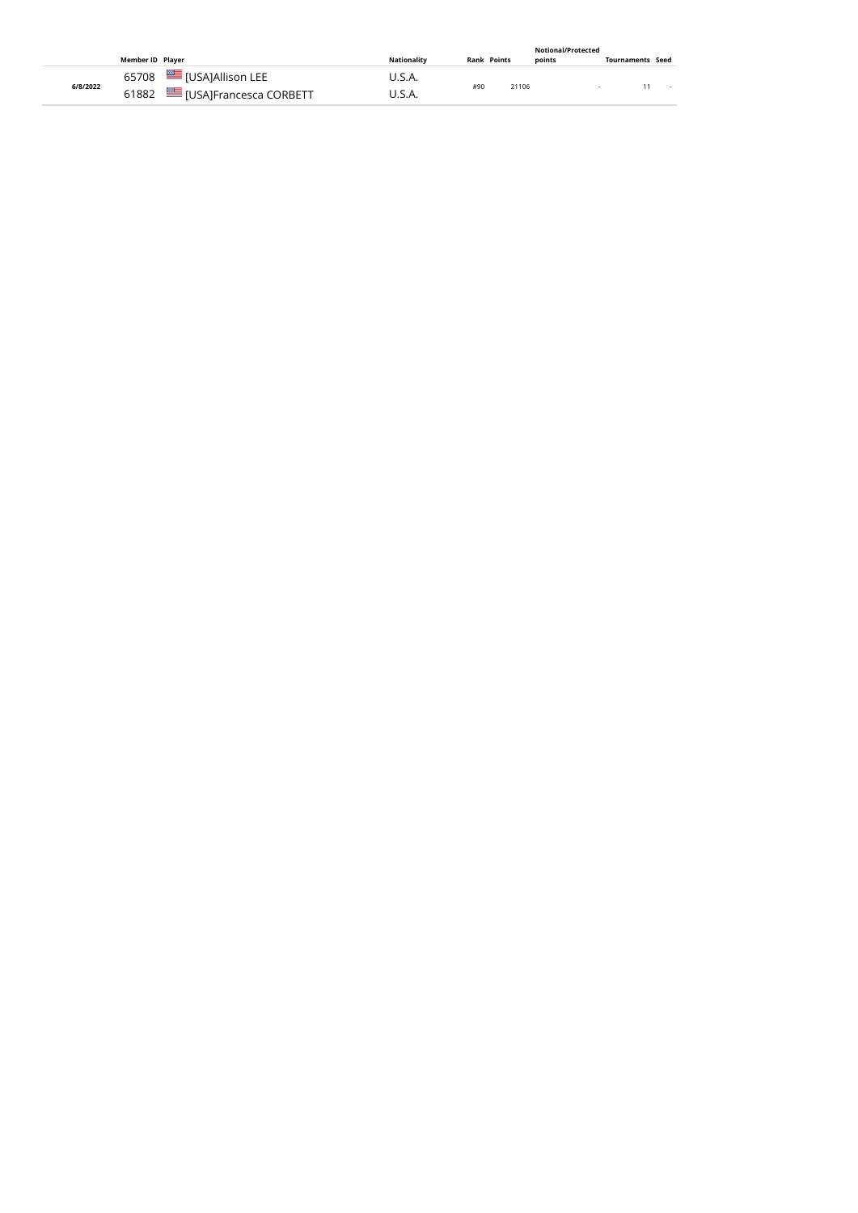|  | Member ID | Player | Nationality | Rank | Points | Notional/Protected points | Tournaments | Seed |
|---|---|---|---|---|---|---|---|---|
| 6/8/2022 | 65708 | [USA]Allison LEE | U.S.A. | #90 | 21106 | - | 11 | - |
|  | 61882 | [USA]Francesca CORBETT | U.S.A. |  |  |  |  |  |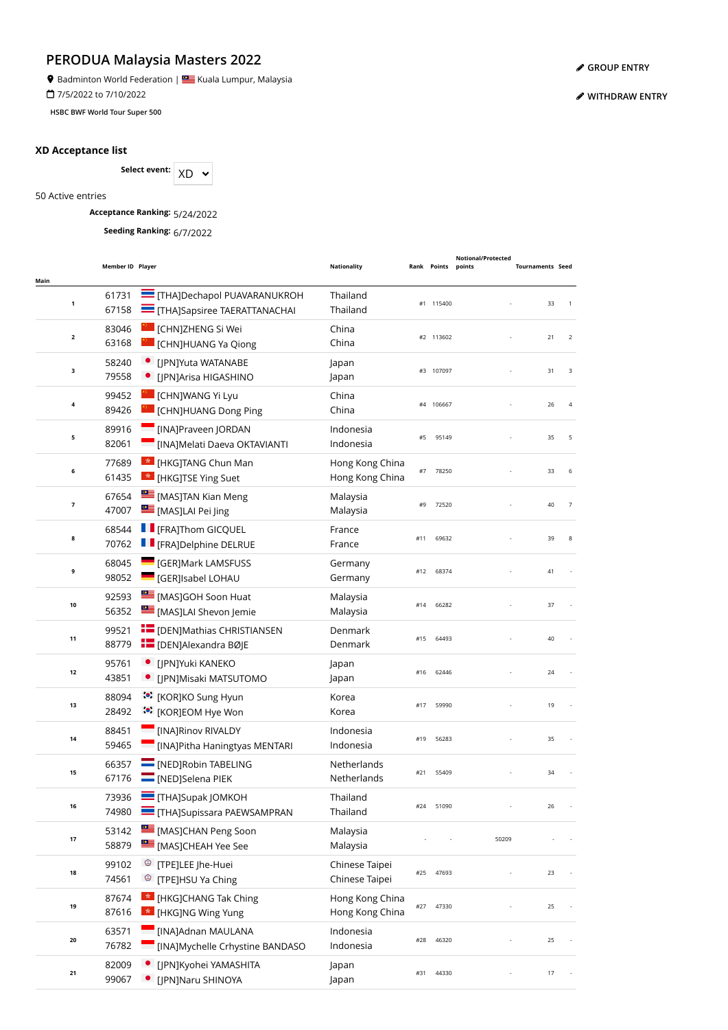# PERODUA Malaysia Masters 2022

Badminton World Federation | Kuala Lumpur, Malaysia

7/5/2022 to 7/10/2022

HSBC BWF World Tour Super 500

GROUP ENTRY

WITHDRAW ENTRY

## XD Acceptance list

Select event: XD

50 Active entries

**Acceptance Ranking:** 5/24/2022

**Seeding Ranking:** 6/7/2022

| Main | Member ID | Player | Nationality | Rank | Points | Notional/Protected points | Tournaments | Seed |
|---|---|---|---|---|---|---|---|---|
| 1 | 61731<br>67158 | [THA]Dechapol PUAVARANUKROH<br>[THA]Sapsiree TAERATTANACHAI | Thailand<br>Thailand | #1 | 115400 | - | 33 | 1 |
| 2 | 83046<br>63168 | [CHN]ZHENG Si Wei<br>[CHN]HUANG Ya Qiong | China<br>China | #2 | 113602 | - | 21 | 2 |
| 3 | 58240<br>79558 | [JPN]Yuta WATANABE<br>[JPN]Arisa HIGASHINO | Japan<br>Japan | #3 | 107097 | - | 31 | 3 |
| 4 | 99452<br>89426 | [CHN]WANG Yi Lyu<br>[CHN]HUANG Dong Ping | China<br>China | #4 | 106667 | - | 26 | 4 |
| 5 | 89916<br>82061 | [INA]Praveen JORDAN<br>[INA]Melati Daeva OKTAVIANTI | Indonesia<br>Indonesia | #5 | 95149 | - | 35 | 5 |
| 6 | 77689<br>61435 | [HKG]TANG Chun Man<br>[HKG]TSE Ying Suet | Hong Kong China<br>Hong Kong China | #7 | 78250 | - | 33 | 6 |
| 7 | 67654<br>47007 | [MAS]TAN Kian Meng<br>[MAS]LAI Pei Jing | Malaysia<br>Malaysia | #9 | 72520 | - | 40 | 7 |
| 8 | 68544<br>70762 | [FRA]Thom GICQUEL<br>[FRA]Delphine DELRUE | France<br>France | #11 | 69632 | - | 39 | 8 |
| 9 | 68045<br>98052 | [GER]Mark LAMSFUSS<br>[GER]Isabel LOHAU | Germany<br>Germany | #12 | 68374 | - | 41 | - |
| 10 | 92593<br>56352 | [MAS]GOH Soon Huat<br>[MAS]LAI Shevon Jemie | Malaysia<br>Malaysia | #14 | 66282 | - | 37 | - |
| 11 | 99521<br>88779 | [DEN]Mathias CHRISTIANSEN<br>[DEN]Alexandra BØJE | Denmark<br>Denmark | #15 | 64493 | - | 40 | - |
| 12 | 95761<br>43851 | [JPN]Yuki KANEKO<br>[JPN]Misaki MATSUTOMO | Japan<br>Japan | #16 | 62446 | - | 24 | - |
| 13 | 88094<br>28492 | [KOR]KO Sung Hyun<br>[KOR]EOM Hye Won | Korea<br>Korea | #17 | 59990 | - | 19 | - |
| 14 | 88451<br>59465 | [INA]Rinov RIVALDY<br>[INA]Pitha Haningtyas MENTARI | Indonesia<br>Indonesia | #19 | 56283 | - | 35 | - |
| 15 | 66357<br>67176 | [NED]Robin TABELING<br>[NED]Selena PIEK | Netherlands<br>Netherlands | #21 | 55409 | - | 34 | - |
| 16 | 73936<br>74980 | [THA]Supak JOMKOH<br>[THA]Supissara PAEWSAMPRAN | Thailand<br>Thailand | #24 | 51090 | - | 26 | - |
| 17 | 53142<br>58879 | [MAS]CHAN Peng Soon<br>[MAS]CHEAH Yee See | Malaysia<br>Malaysia | - | - | 50209 | - | - |
| 18 | 99102<br>74561 | [TPE]LEE Jhe-Huei<br>[TPE]HSU Ya Ching | Chinese Taipei<br>Chinese Taipei | #25 | 47693 | - | 23 | - |
| 19 | 87674<br>87616 | [HKG]CHANG Tak Ching<br>[HKG]NG Wing Yung | Hong Kong China<br>Hong Kong China | #27 | 47330 | - | 25 | - |
| 20 | 63571<br>76782 | [INA]Adnan MAULANA<br>[INA]Mychelle Crhystine BANDASO | Indonesia<br>Indonesia | #28 | 46320 | - | 25 | - |
| 21 | 82009<br>99067 | [JPN]Kyohei YAMASHITA<br>[JPN]Naru SHINOYA | Japan<br>Japan | #31 | 44330 | - | 17 | - |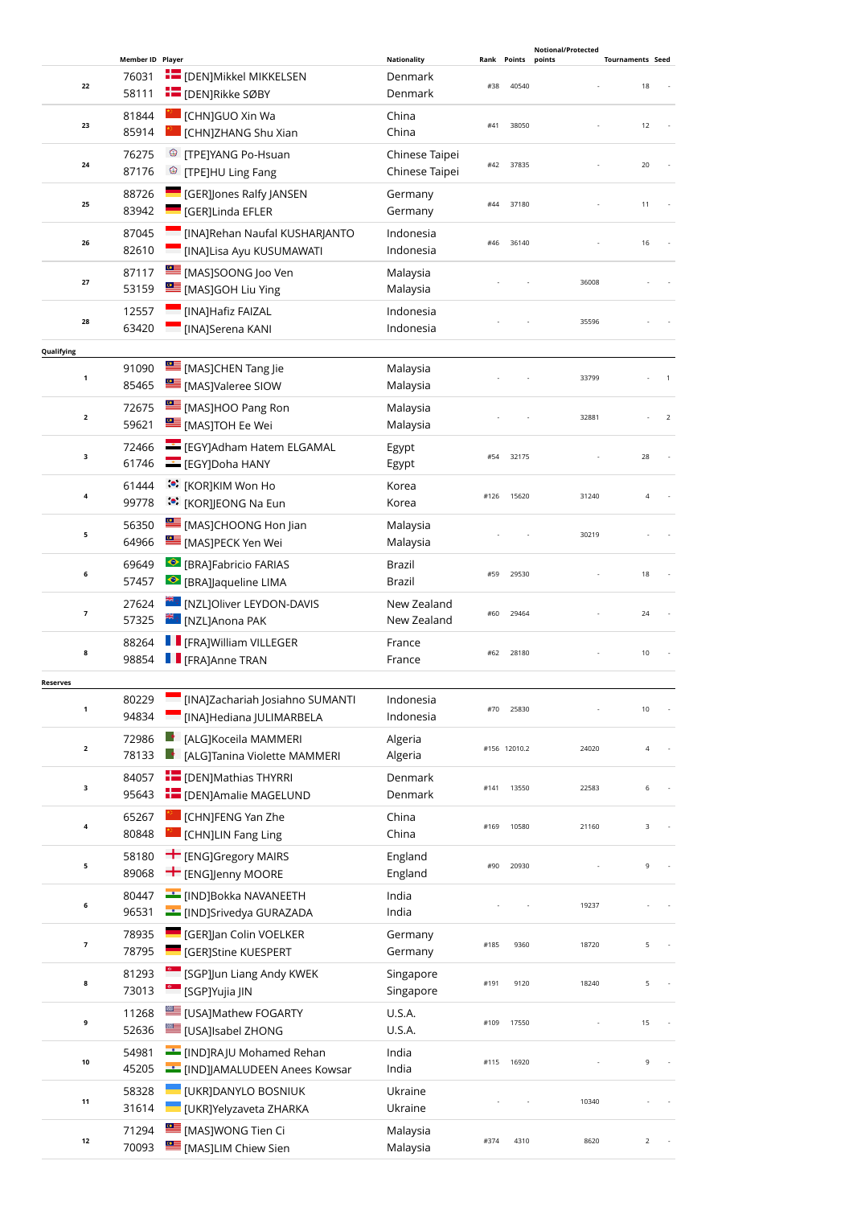|  | Member ID | Player | Nationality | Rank | Points | Notional/Protected points | Tournaments | Seed |
|---|---|---|---|---|---|---|---|---|
| 22 | 76031<br>58111 | [DEN]Mikkel MIKKELSEN<br>[DEN]Rikke SØBY | Denmark<br>Denmark | #38 | 40540 | - | 18 | - |
| 23 | 81844<br>85914 | [CHN]GUO Xin Wa<br>[CHN]ZHANG Shu Xian | China<br>China | #41 | 38050 | - | 12 | - |
| 24 | 76275<br>87176 | [TPE]YANG Po-Hsuan<br>[TPE]HU Ling Fang | Chinese Taipei<br>Chinese Taipei | #42 | 37835 | - | 20 | - |
| 25 | 88726<br>83942 | [GER]Jones Ralfy JANSEN<br>[GER]Linda EFLER | Germany<br>Germany | #44 | 37180 | - | 11 | - |
| 26 | 87045<br>82610 | [INA]Rehan Naufal KUSHARJANTO<br>[INA]Lisa Ayu KUSUMAWATI | Indonesia<br>Indonesia | #46 | 36140 | - | 16 | - |
| 27 | 87117<br>53159 | [MAS]SOONG Joo Ven<br>[MAS]GOH Liu Ying | Malaysia<br>Malaysia | - | - | 36008 | - | - |
| 28 | 12557<br>63420 | [INA]Hafiz FAIZAL<br>[INA]Serena KANI | Indonesia<br>Indonesia | - | - | 35596 | - | - |
| **Qualifying** | | | | | | | | |
| 1 | 91090<br>85465 | [MAS]CHEN Tang Jie<br>[MAS]Valeree SIOW | Malaysia<br>Malaysia | - | - | 33799 | - | 1 |
| 2 | 72675<br>59621 | [MAS]HOO Pang Ron<br>[MAS]TOH Ee Wei | Malaysia<br>Malaysia | - | - | 32881 | - | 2 |
| 3 | 72466<br>61746 | [EGY]Adham Hatem ELGAMAL<br>[EGY]Doha HANY | Egypt<br>Egypt | #54 | 32175 | - | 28 | - |
| 4 | 61444<br>99778 | [KOR]KIM Won Ho<br>[KOR]JEONG Na Eun | Korea<br>Korea | #126 | 15620 | 31240 | 4 | - |
| 5 | 56350<br>64966 | [MAS]CHOONG Hon Jian<br>[MAS]PECK Yen Wei | Malaysia<br>Malaysia | - | - | 30219 | - | - |
| 6 | 69649<br>57457 | [BRA]Fabricio FARIAS<br>[BRA]Jaqueline LIMA | Brazil<br>Brazil | #59 | 29530 | - | 18 | - |
| 7 | 27624<br>57325 | [NZL]Oliver LEYDON-DAVIS<br>[NZL]Anona PAK | New Zealand<br>New Zealand | #60 | 29464 | - | 24 | - |
| 8 | 88264<br>98854 | [FRA]William VILLEGER<br>[FRA]Anne TRAN | France<br>France | #62 | 28180 | - | 10 | - |
| **Reserves** | | | | | | | | |
| 1 | 80229<br>94834 | [INA]Zachariah Josiahno SUMANTI<br>[INA]Hediana JULIMARBELA | Indonesia<br>Indonesia | #70 | 25830 | - | 10 | - |
| 2 | 72986<br>78133 | [ALG]Koceila MAMMERI<br>[ALG]Tanina Violette MAMMERI | Algeria<br>Algeria | #156 | 12010.2 | 24020 | 4 | - |
| 3 | 84057<br>95643 | [DEN]Mathias THYRRI<br>[DEN]Amalie MAGELUND | Denmark<br>Denmark | #141 | 13550 | 22583 | 6 | - |
| 4 | 65267<br>80848 | [CHN]FENG Yan Zhe<br>[CHN]LIN Fang Ling | China<br>China | #169 | 10580 | 21160 | 3 | - |
| 5 | 58180<br>89068 | [ENG]Gregory MAIRS<br>[ENG]Jenny MOORE | England<br>England | #90 | 20930 | - | 9 | - |
| 6 | 80447<br>96531 | [IND]Bokka NAVANEETH<br>[IND]Srivedya GURAZADA | India<br>India | - | - | 19237 | - | - |
| 7 | 78935<br>78795 | [GER]Jan Colin VOELKER<br>[GER]Stine KUESPERT | Germany<br>Germany | #185 | 9360 | 18720 | 5 | - |
| 8 | 81293<br>73013 | [SGP]Jun Liang Andy KWEK<br>[SGP]Yujia JIN | Singapore<br>Singapore | #191 | 9120 | 18240 | 5 | - |
| 9 | 11268<br>52636 | [USA]Mathew FOGARTY<br>[USA]Isabel ZHONG | U.S.A.<br>U.S.A. | #109 | 17550 | - | 15 | - |
| 10 | 54981<br>45205 | [IND]RAJU Mohamed Rehan<br>[IND]JAMALUDEEN Anees Kowsar | India<br>India | #115 | 16920 | - | 9 | - |
| 11 | 58328<br>31614 | [UKR]DANYLO BOSNIUK<br>[UKR]Yelyzaveta ZHARKA | Ukraine<br>Ukraine | - | - | 10340 | - | - |
| 12 | 71294<br>70093 | [MAS]WONG Tien Ci<br>[MAS]LIM Chiew Sien | Malaysia<br>Malaysia | #374 | 4310 | 8620 | 2 | - |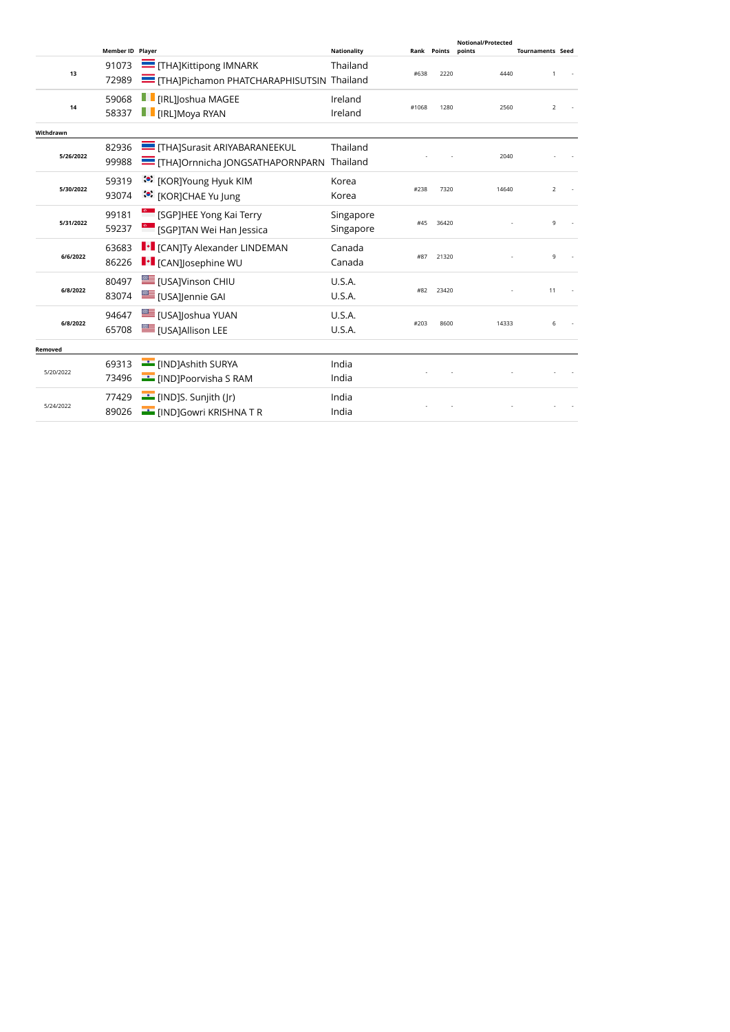| | Member ID | Player | Nationality | Rank | Points | Notional/Protected points | Tournaments | Seed |
|---|---|---|---|---|---|---|---|---|
| 13 | 91073 | [THA]Kittipong IMNARK | Thailand | #638 | 2220 | 4440 | 1 | - |
| | 72989 | [THA]Pichamon PHATCHARAPHISUTSIN | Thailand | | | | | |
| 14 | 59068 | [IRL]Joshua MAGEE | Ireland | #1068 | 1280 | 2560 | 2 | - |
| | 58337 | [IRL]Moya RYAN | Ireland | | | | | |
| **Withdrawn** | | | | | | | | |
| 5/26/2022 | 82936 | [THA]Surasit ARIYABARANEEKUL | Thailand | - | - | 2040 | - | - |
| | 99988 | [THA]Ornnicha JONGSATHAPORNPARN | Thailand | | | | | |
| 5/30/2022 | 59319 | [KOR]Young Hyuk KIM | Korea | #238 | 7320 | 14640 | 2 | - |
| | 93074 | [KOR]CHAE Yu Jung | Korea | | | | | |
| 5/31/2022 | 99181 | [SGP]HEE Yong Kai Terry | Singapore | #45 | 36420 | - | 9 | - |
| | 59237 | [SGP]TAN Wei Han Jessica | Singapore | | | | | |
| 6/6/2022 | 63683 | [CAN]Ty Alexander LINDEMAN | Canada | #87 | 21320 | - | 9 | - |
| | 86226 | [CAN]Josephine WU | Canada | | | | | |
| 6/8/2022 | 80497 | [USA]Vinson CHIU | U.S.A. | #82 | 23420 | - | 11 | - |
| | 83074 | [USA]Jennie GAI | U.S.A. | | | | | |
| 6/8/2022 | 94647 | [USA]Joshua YUAN | U.S.A. | #203 | 8600 | 14333 | 6 | - |
| | 65708 | [USA]Allison LEE | U.S.A. | | | | | |
| **Removed** | | | | | | | | |
| 5/20/2022 | 69313 | [IND]Ashith SURYA | India | - | - | - | - | - |
| | 73496 | [IND]Poorvisha S RAM | India | | | | | |
| 5/24/2022 | 77429 | [IND]S. Sunjith (Jr) | India | - | - | - | - | - |
| | 89026 | [IND]Gowri KRISHNA T R | India | | | | | |